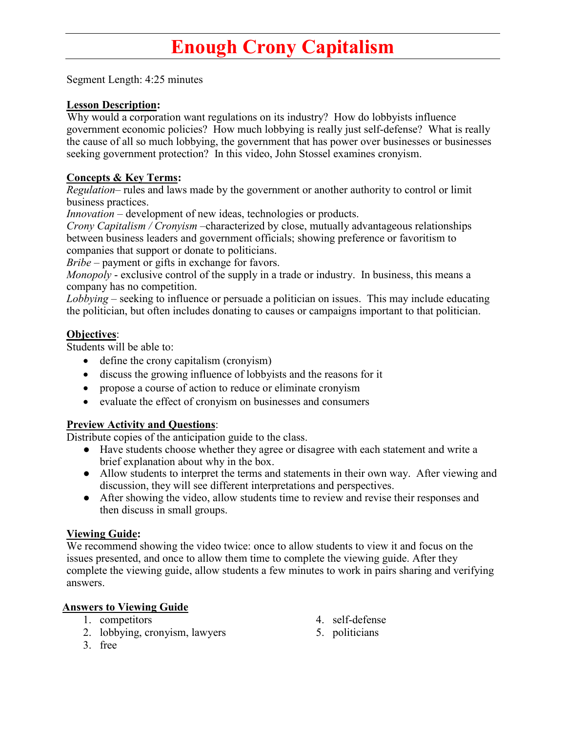# Enough Crony Capitalism

Segment Length: 4:25 minutes

**Lesson Description:**
Why would a corporation want regulations on its industry? How do lobbyists influence government economic policies? How much lobbying is really just self-defense? What is really the cause of all so much lobbying, the government that has power over businesses or businesses seeking government protection? In this video, John Stossel examines cronyism.

**Concepts & Key Terms:**
*Regulation*– rules and laws made by the government or another authority to control or limit business practices.
*Innovation* – development of new ideas, technologies or products.
*Crony Capitalism / Cronyism* –characterized by close, mutually advantageous relationships between business leaders and government officials; showing preference or favoritism to companies that support or donate to politicians.
*Bribe* – payment or gifts in exchange for favors.
*Monopoly* - exclusive control of the supply in a trade or industry. In business, this means a company has no competition.
*Lobbying* – seeking to influence or persuade a politician on issues. This may include educating the politician, but often includes donating to causes or campaigns important to that politician.

**Objectives**:
Students will be able to:

- define the crony capitalism (cronyism)
- discuss the growing influence of lobbyists and the reasons for it
- propose a course of action to reduce or eliminate cronyism
- evaluate the effect of cronyism on businesses and consumers

**Preview Activity and Questions**:
Distribute copies of the anticipation guide to the class.

- Have students choose whether they agree or disagree with each statement and write a brief explanation about why in the box.
- Allow students to interpret the terms and statements in their own way. After viewing and discussion, they will see different interpretations and perspectives.
- After showing the video, allow students time to review and revise their responses and then discuss in small groups.

**Viewing Guide:**
We recommend showing the video twice: once to allow students to view it and focus on the issues presented, and once to allow them time to complete the viewing guide. After they complete the viewing guide, allow students a few minutes to work in pairs sharing and verifying answers.

**Answers to Viewing Guide**

1. competitors
2. lobbying, cronyism, lawyers
3. free
4. self-defense
5. politicians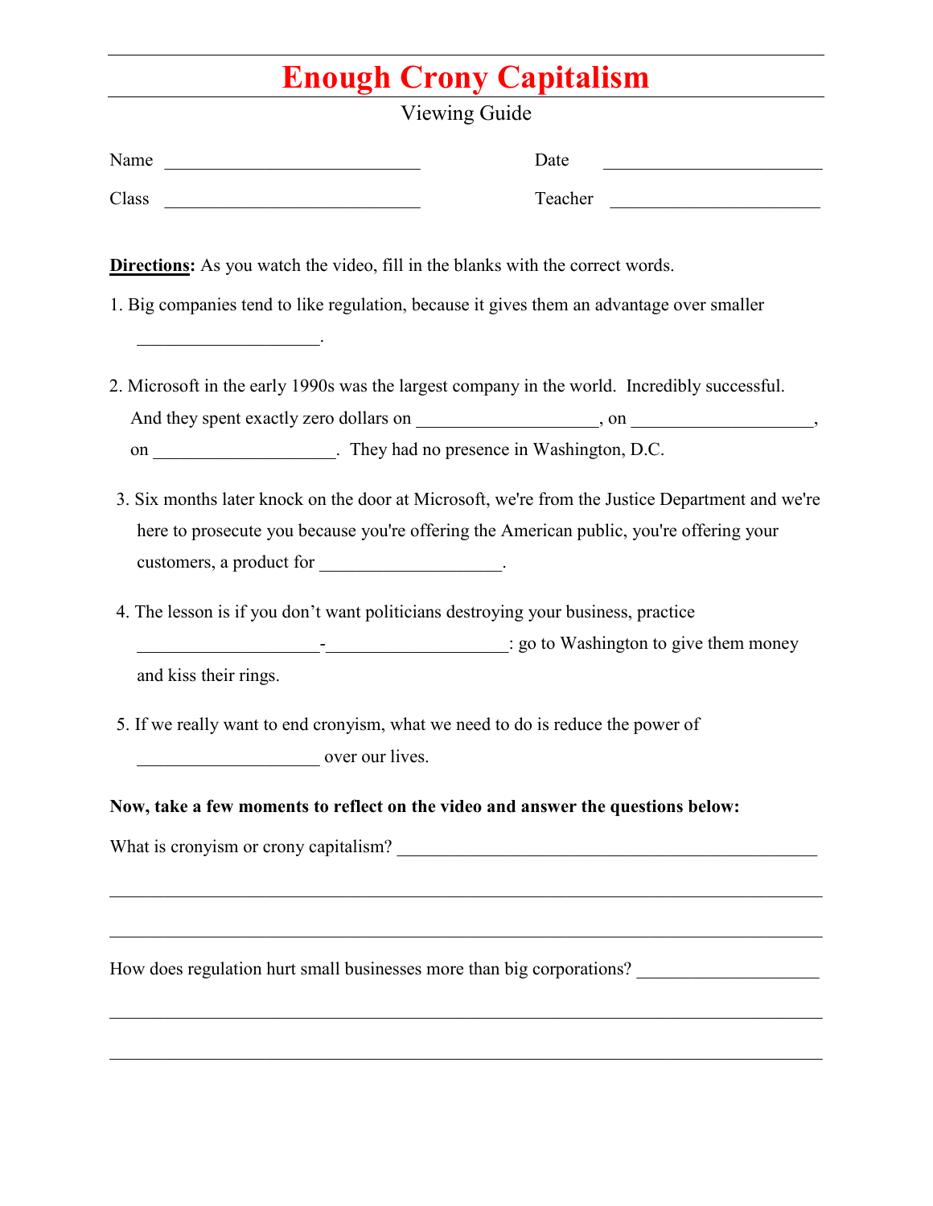# Enough Crony Capitalism

Viewing Guide

Name ____________________________ Date ________________________

Class ____________________________ Teacher ______________________

**Directions:** As you watch the video, fill in the blanks with the correct words.

1. Big companies tend to like regulation, because it gives them an advantage over smaller ____________________.

2. Microsoft in the early 1990s was the largest company in the world. Incredibly successful. And they spent exactly zero dollars on ____________________, on ____________________, on ____________________. They had no presence in Washington, D.C.

3. Six months later knock on the door at Microsoft, we're from the Justice Department and we're here to prosecute you because you're offering the American public, you're offering your customers, a product for ____________________.

4. The lesson is if you don't want politicians destroying your business, practice ____________________-____________________: go to Washington to give them money and kiss their rings.

5. If we really want to end cronyism, what we need to do is reduce the power of ____________________ over our lives.

**Now, take a few moments to reflect on the video and answer the questions below:**

What is cronyism or crony capitalism? ________________________________________________

______________________________________________________________________________

______________________________________________________________________________

How does regulation hurt small businesses more than big corporations? ____________________

______________________________________________________________________________

______________________________________________________________________________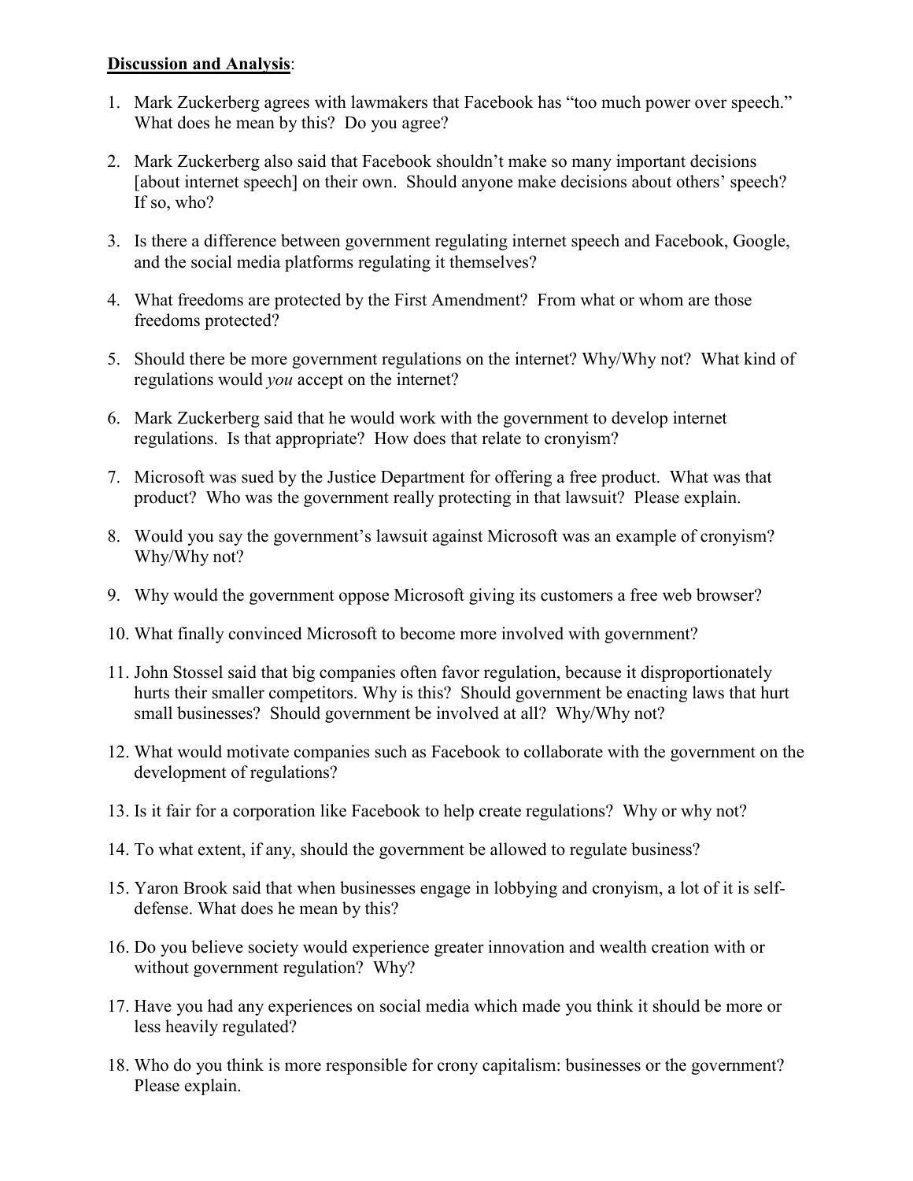**Discussion and Analysis**:

1. Mark Zuckerberg agrees with lawmakers that Facebook has "too much power over speech." What does he mean by this? Do you agree?

2. Mark Zuckerberg also said that Facebook shouldn't make so many important decisions [about internet speech] on their own. Should anyone make decisions about others' speech? If so, who?

3. Is there a difference between government regulating internet speech and Facebook, Google, and the social media platforms regulating it themselves?

4. What freedoms are protected by the First Amendment? From what or whom are those freedoms protected?

5. Should there be more government regulations on the internet? Why/Why not? What kind of regulations would *you* accept on the internet?

6. Mark Zuckerberg said that he would work with the government to develop internet regulations. Is that appropriate? How does that relate to cronyism?

7. Microsoft was sued by the Justice Department for offering a free product. What was that product? Who was the government really protecting in that lawsuit? Please explain.

8. Would you say the government's lawsuit against Microsoft was an example of cronyism? Why/Why not?

9. Why would the government oppose Microsoft giving its customers a free web browser?

10. What finally convinced Microsoft to become more involved with government?

11. John Stossel said that big companies often favor regulation, because it disproportionately hurts their smaller competitors. Why is this? Should government be enacting laws that hurt small businesses? Should government be involved at all? Why/Why not?

12. What would motivate companies such as Facebook to collaborate with the government on the development of regulations?

13. Is it fair for a corporation like Facebook to help create regulations? Why or why not?

14. To what extent, if any, should the government be allowed to regulate business?

15. Yaron Brook said that when businesses engage in lobbying and cronyism, a lot of it is self-defense. What does he mean by this?

16. Do you believe society would experience greater innovation and wealth creation with or without government regulation? Why?

17. Have you had any experiences on social media which made you think it should be more or less heavily regulated?

18. Who do you think is more responsible for crony capitalism: businesses or the government? Please explain.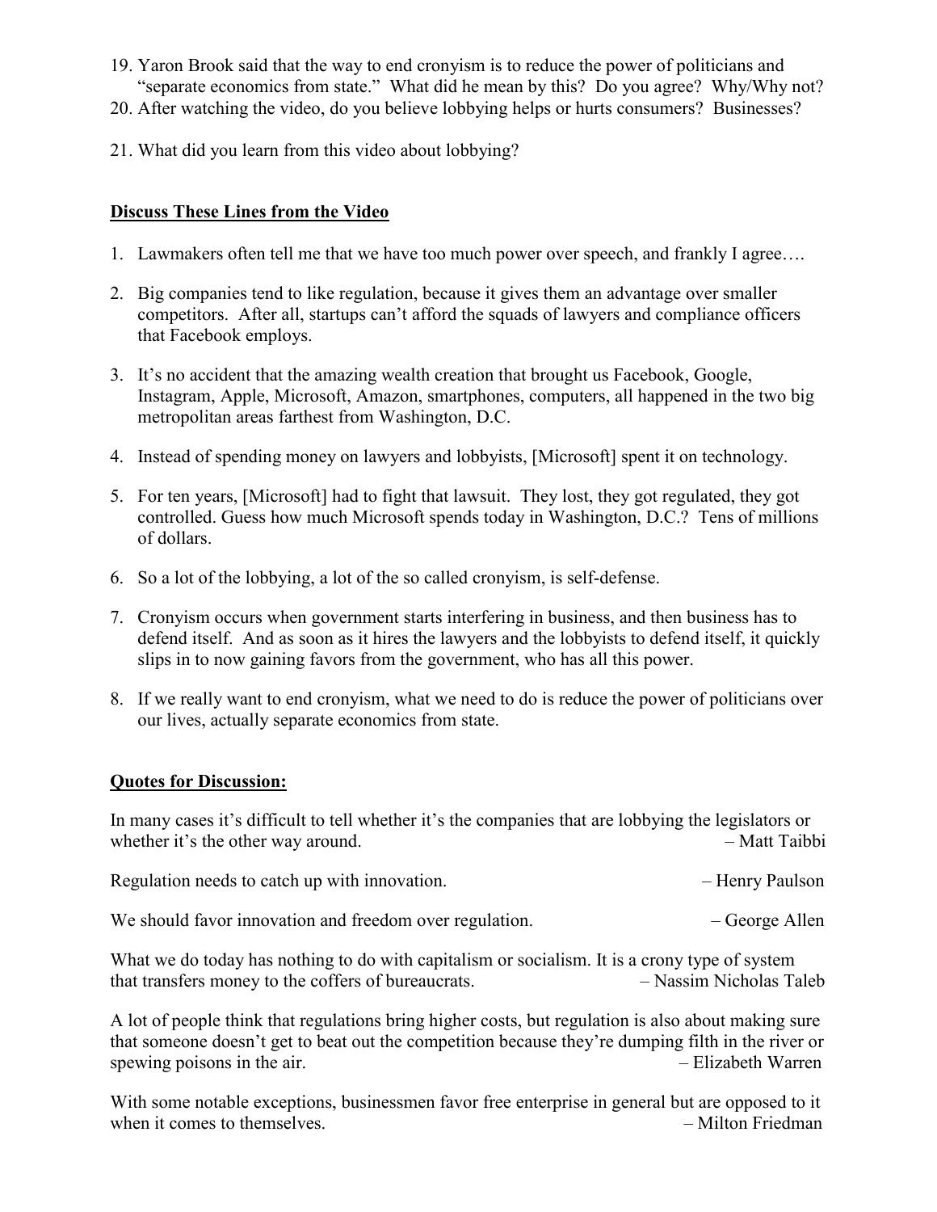19. Yaron Brook said that the way to end cronyism is to reduce the power of politicians and "separate economics from state." What did he mean by this? Do you agree? Why/Why not?
20. After watching the video, do you believe lobbying helps or hurts consumers? Businesses?
21. What did you learn from this video about lobbying?

**<u>Discuss These Lines from the Video</u>**

1. Lawmakers often tell me that we have too much power over speech, and frankly I agree….
2. Big companies tend to like regulation, because it gives them an advantage over smaller competitors. After all, startups can't afford the squads of lawyers and compliance officers that Facebook employs.
3. It's no accident that the amazing wealth creation that brought us Facebook, Google, Instagram, Apple, Microsoft, Amazon, smartphones, computers, all happened in the two big metropolitan areas farthest from Washington, D.C.
4. Instead of spending money on lawyers and lobbyists, [Microsoft] spent it on technology.
5. For ten years, [Microsoft] had to fight that lawsuit. They lost, they got regulated, they got controlled. Guess how much Microsoft spends today in Washington, D.C.? Tens of millions of dollars.
6. So a lot of the lobbying, a lot of the so called cronyism, is self-defense.
7. Cronyism occurs when government starts interfering in business, and then business has to defend itself. And as soon as it hires the lawyers and the lobbyists to defend itself, it quickly slips in to now gaining favors from the government, who has all this power.
8. If we really want to end cronyism, what we need to do is reduce the power of politicians over our lives, actually separate economics from state.

**<u>Quotes for Discussion:</u>**

In many cases it's difficult to tell whether it's the companies that are lobbying the legislators or whether it's the other way around. – Matt Taibbi

Regulation needs to catch up with innovation. – Henry Paulson

We should favor innovation and freedom over regulation. – George Allen

What we do today has nothing to do with capitalism or socialism. It is a crony type of system that transfers money to the coffers of bureaucrats. – Nassim Nicholas Taleb

A lot of people think that regulations bring higher costs, but regulation is also about making sure that someone doesn't get to beat out the competition because they're dumping filth in the river or spewing poisons in the air. – Elizabeth Warren

With some notable exceptions, businessmen favor free enterprise in general but are opposed to it when it comes to themselves. – Milton Friedman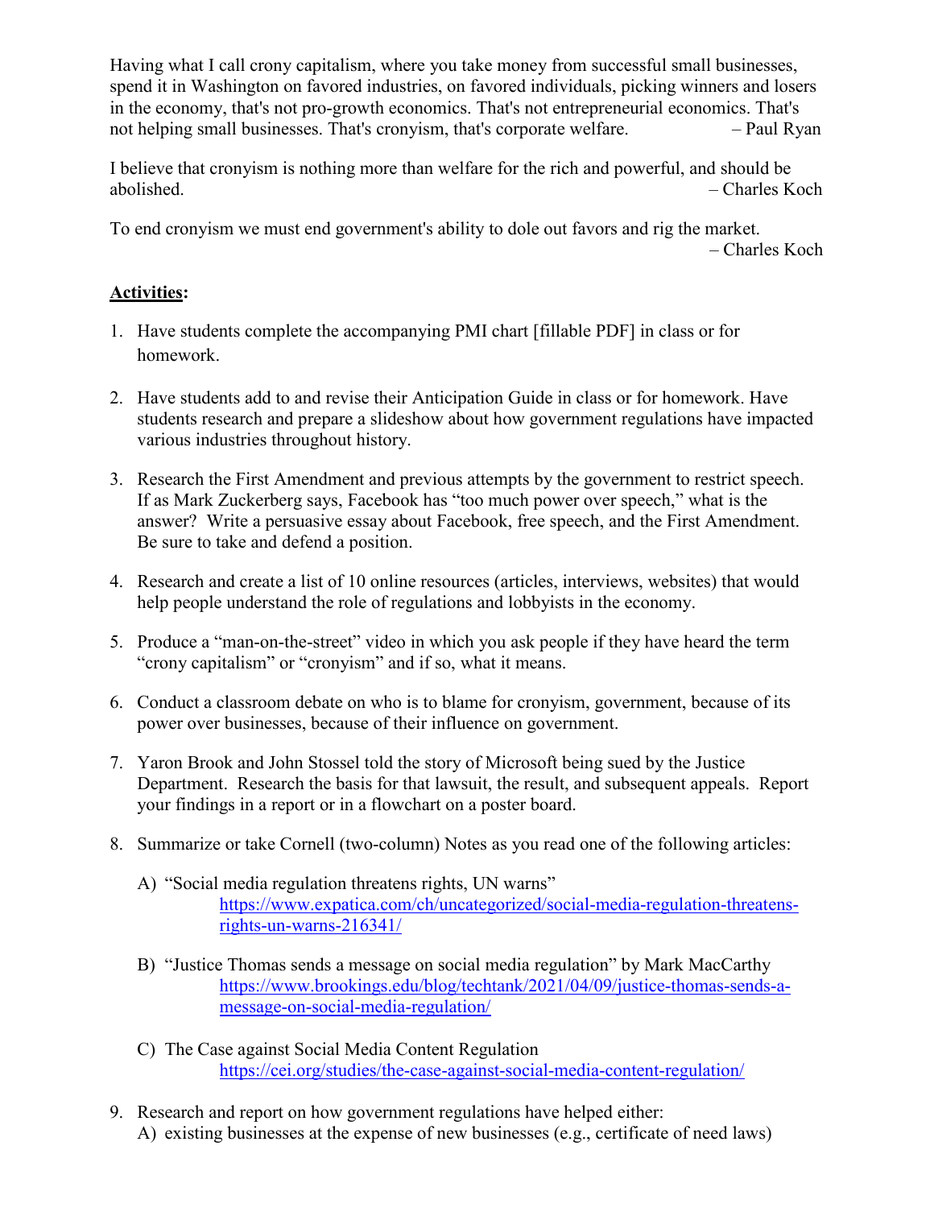Having what I call crony capitalism, where you take money from successful small businesses, spend it in Washington on favored industries, on favored individuals, picking winners and losers in the economy, that's not pro-growth economics. That's not entrepreneurial economics. That's not helping small businesses. That's cronyism, that's corporate welfare. – Paul Ryan

I believe that cronyism is nothing more than welfare for the rich and powerful, and should be abolished. – Charles Koch

To end cronyism we must end government's ability to dole out favors and rig the market. – Charles Koch

**Activities**:

1. Have students complete the accompanying PMI chart [fillable PDF] in class or for homework.

2. Have students add to and revise their Anticipation Guide in class or for homework. Have students research and prepare a slideshow about how government regulations have impacted various industries throughout history.

3. Research the First Amendment and previous attempts by the government to restrict speech. If as Mark Zuckerberg says, Facebook has "too much power over speech," what is the answer? Write a persuasive essay about Facebook, free speech, and the First Amendment. Be sure to take and defend a position.

4. Research and create a list of 10 online resources (articles, interviews, websites) that would help people understand the role of regulations and lobbyists in the economy.

5. Produce a "man-on-the-street" video in which you ask people if they have heard the term "crony capitalism" or "cronyism" and if so, what it means.

6. Conduct a classroom debate on who is to blame for cronyism, government, because of its power over businesses, because of their influence on government.

7. Yaron Brook and John Stossel told the story of Microsoft being sued by the Justice Department. Research the basis for that lawsuit, the result, and subsequent appeals. Report your findings in a report or in a flowchart on a poster board.

8. Summarize or take Cornell (two-column) Notes as you read one of the following articles:

   A) "Social media regulation threatens rights, UN warns"
   https://www.expatica.com/ch/uncategorized/social-media-regulation-threatens-rights-un-warns-216341/

   B) "Justice Thomas sends a message on social media regulation" by Mark MacCarthy
   https://www.brookings.edu/blog/techtank/2021/04/09/justice-thomas-sends-a-message-on-social-media-regulation/

   C) The Case against Social Media Content Regulation
   https://cei.org/studies/the-case-against-social-media-content-regulation/

9. Research and report on how government regulations have helped either:
   A) existing businesses at the expense of new businesses (e.g., certificate of need laws)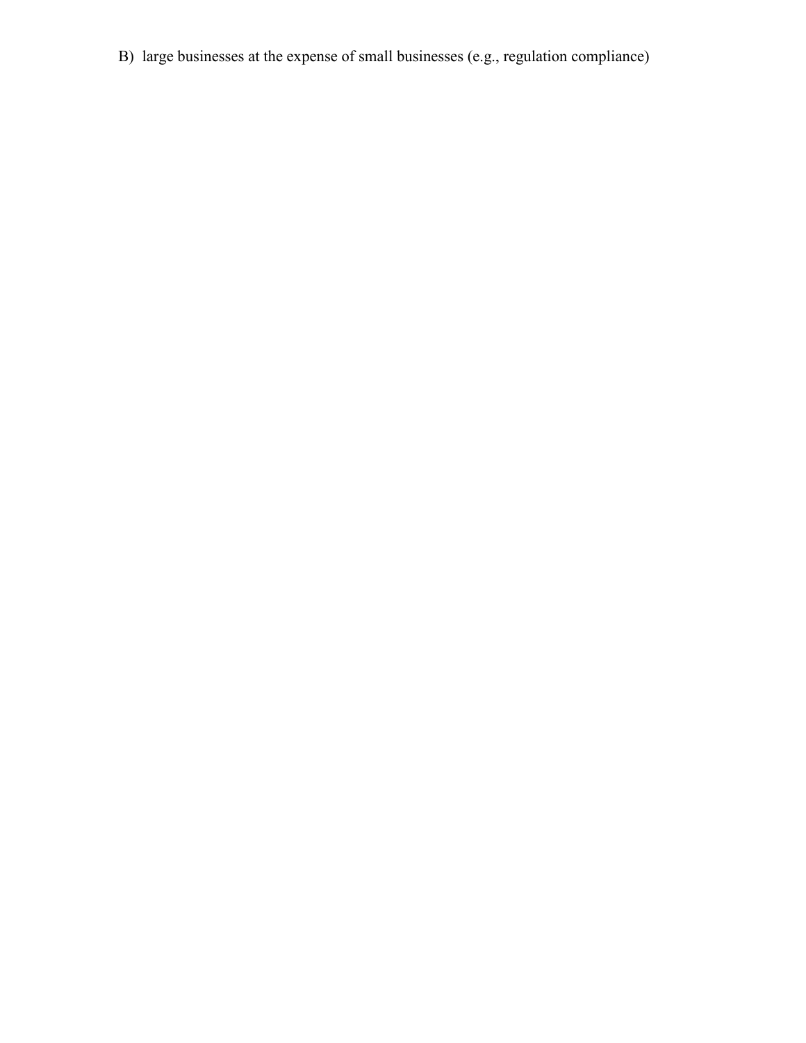B)  large businesses at the expense of small businesses (e.g., regulation compliance)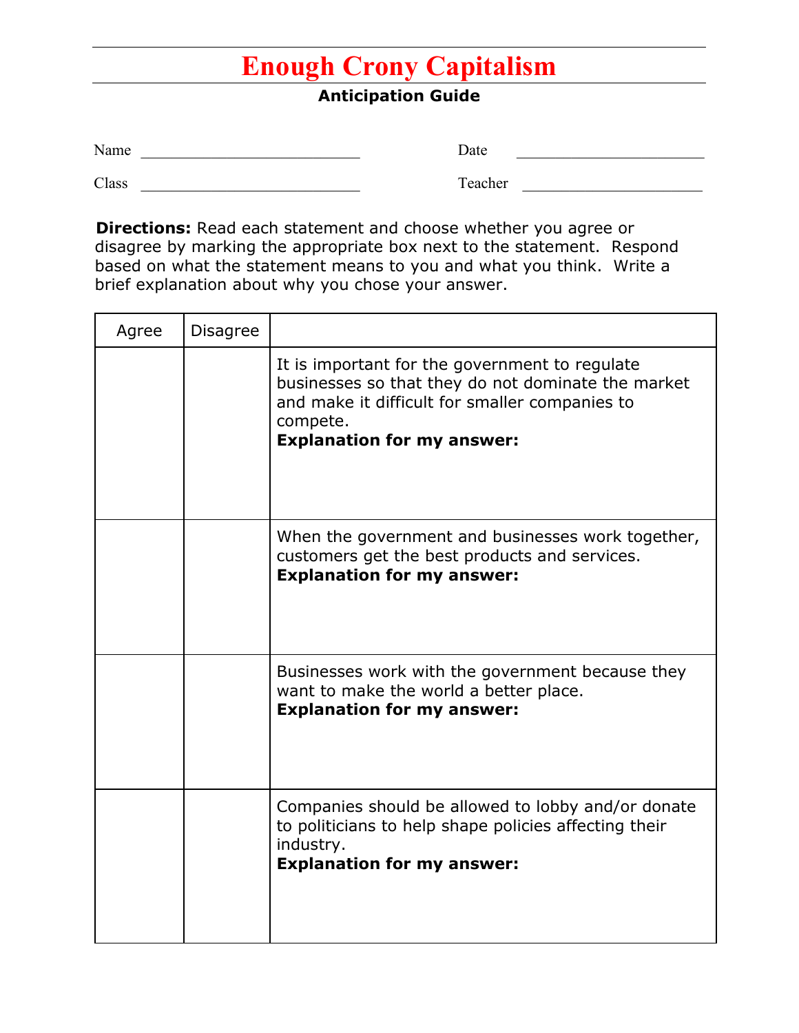# Enough Crony Capitalism

**Anticipation Guide**

Name ____________________________ Date ________________________

Class ____________________________ Teacher ______________________

**Directions:** Read each statement and choose whether you agree or disagree by marking the appropriate box next to the statement. Respond based on what the statement means to you and what you think. Write a brief explanation about why you chose your answer.

| Agree | Disagree | |
|---|---|---|
| | | It is important for the government to regulate businesses so that they do not dominate the market and make it difficult for smaller companies to compete.<br>**Explanation for my answer:** |
| | | When the government and businesses work together, customers get the best products and services.<br>**Explanation for my answer:** |
| | | Businesses work with the government because they want to make the world a better place.<br>**Explanation for my answer:** |
| | | Companies should be allowed to lobby and/or donate to politicians to help shape policies affecting their industry.<br>**Explanation for my answer:** |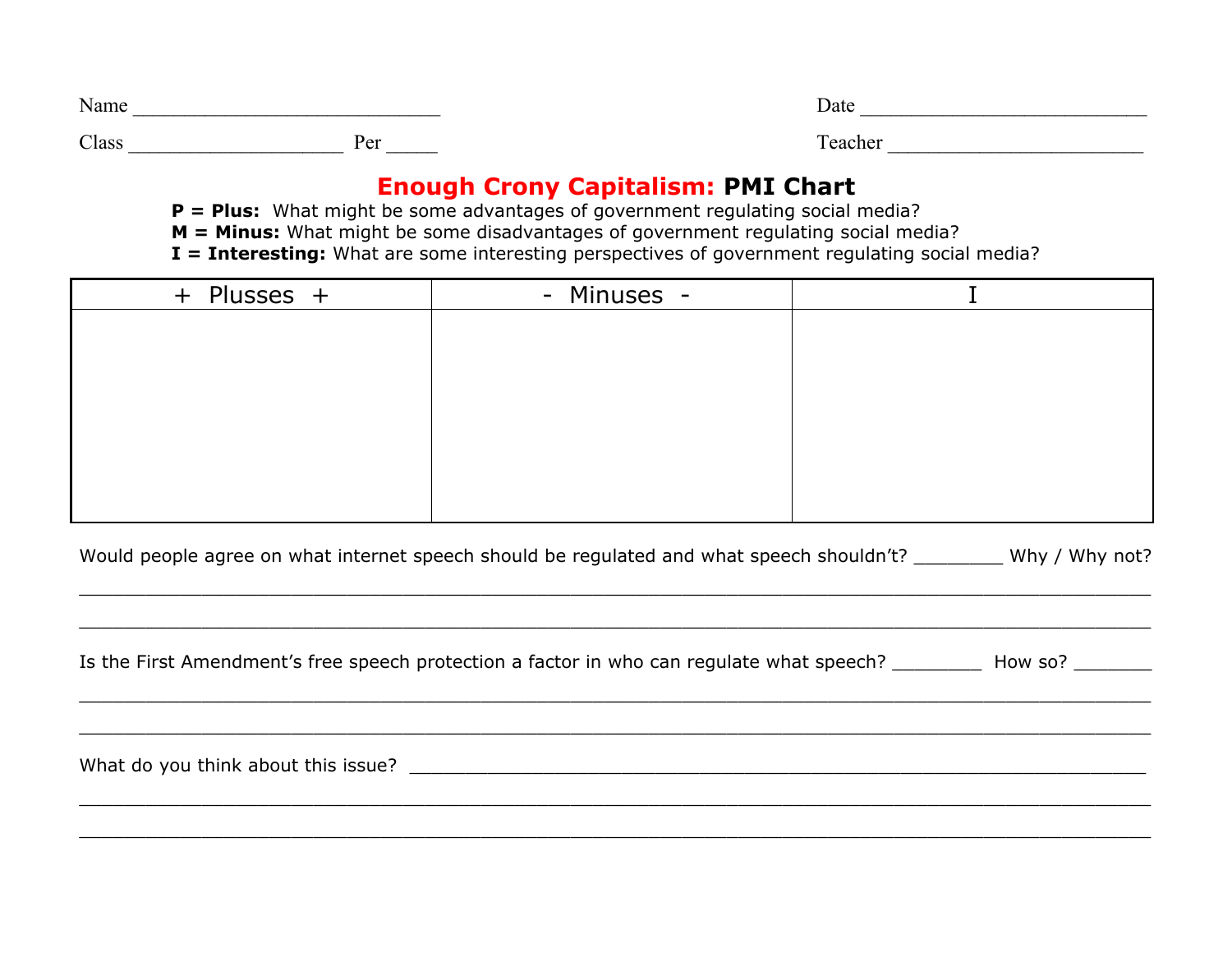Name ______________________________ Date ____________________________

Class ____________________ Per _____ Teacher ________________________

# Enough Crony Capitalism: PMI Chart

**P = Plus:** What might be some advantages of government regulating social media?
**M = Minus:** What might be some disadvantages of government regulating social media?
**I = Interesting:** What are some interesting perspectives of government regulating social media?

| + Plusses + | - Minuses - | I |
|---|---|---|
| | | |

Would people agree on what internet speech should be regulated and what speech shouldn't? ________ Why / Why not?

________________________________________________________________________________________

________________________________________________________________________________________

Is the First Amendment's free speech protection a factor in who can regulate what speech? ________ How so? _______

________________________________________________________________________________________

________________________________________________________________________________________

What do you think about this issue? ______________________________________________________________

________________________________________________________________________________________

________________________________________________________________________________________